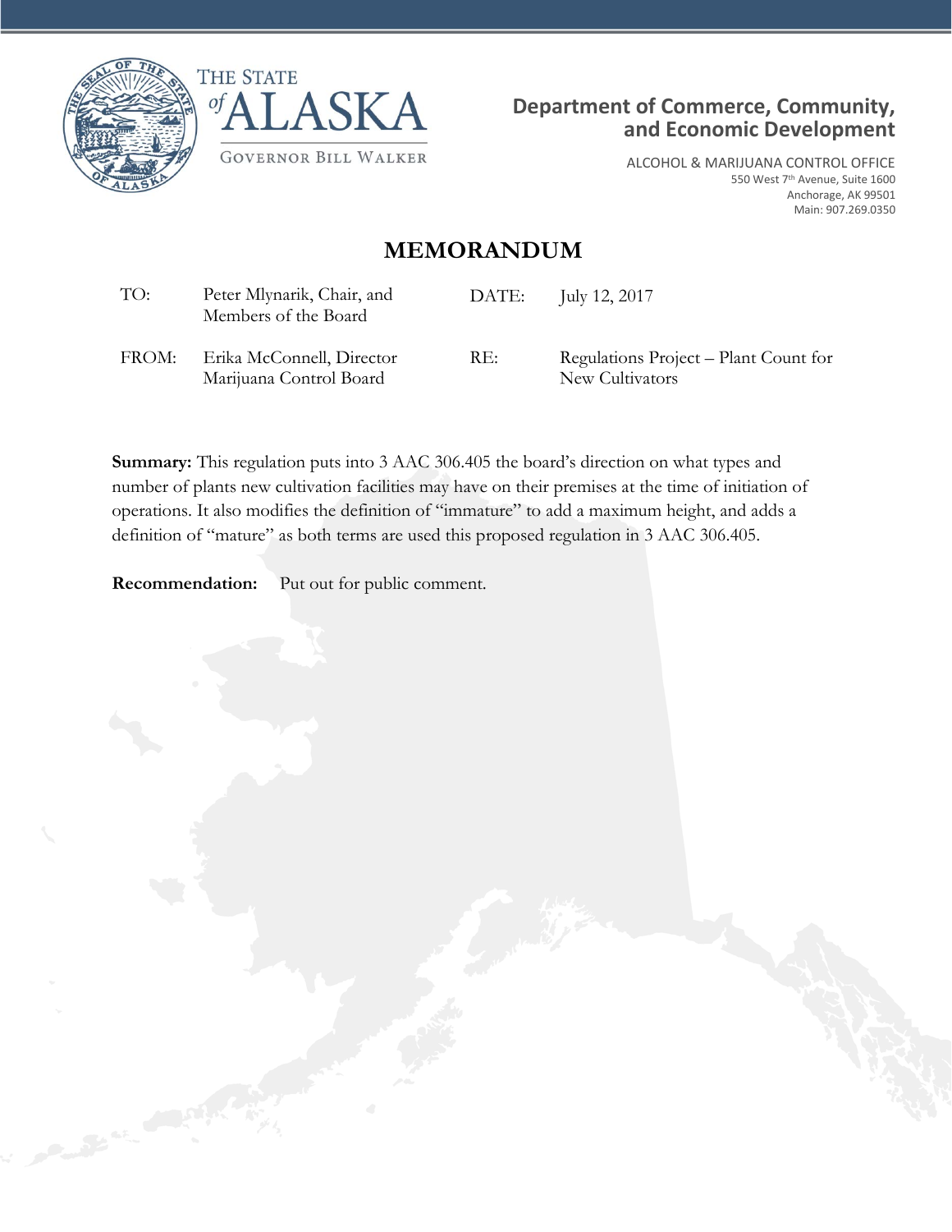THE STATE *of* ALASKA

GOVERNOR BILL WALKER

**Department of Commerce, Community, and Economic Development**

ALCOHOL & MARIJUANA CONTROL OFFICE
550 West 7th Avenue, Suite 1600
Anchorage, AK 99501
Main: 907.269.0350

# MEMORANDUM

| | | | |
|---|---|---|---|
| TO: | Peter Mlynarik, Chair, and Members of the Board | DATE: | July 12, 2017 |
| FROM: | Erika McConnell, Director Marijuana Control Board | RE: | Regulations Project – Plant Count for New Cultivators |

**Summary:** This regulation puts into 3 AAC 306.405 the board's direction on what types and number of plants new cultivation facilities may have on their premises at the time of initiation of operations. It also modifies the definition of "immature" to add a maximum height, and adds a definition of "mature" as both terms are used this proposed regulation in 3 AAC 306.405.

**Recommendation:** Put out for public comment.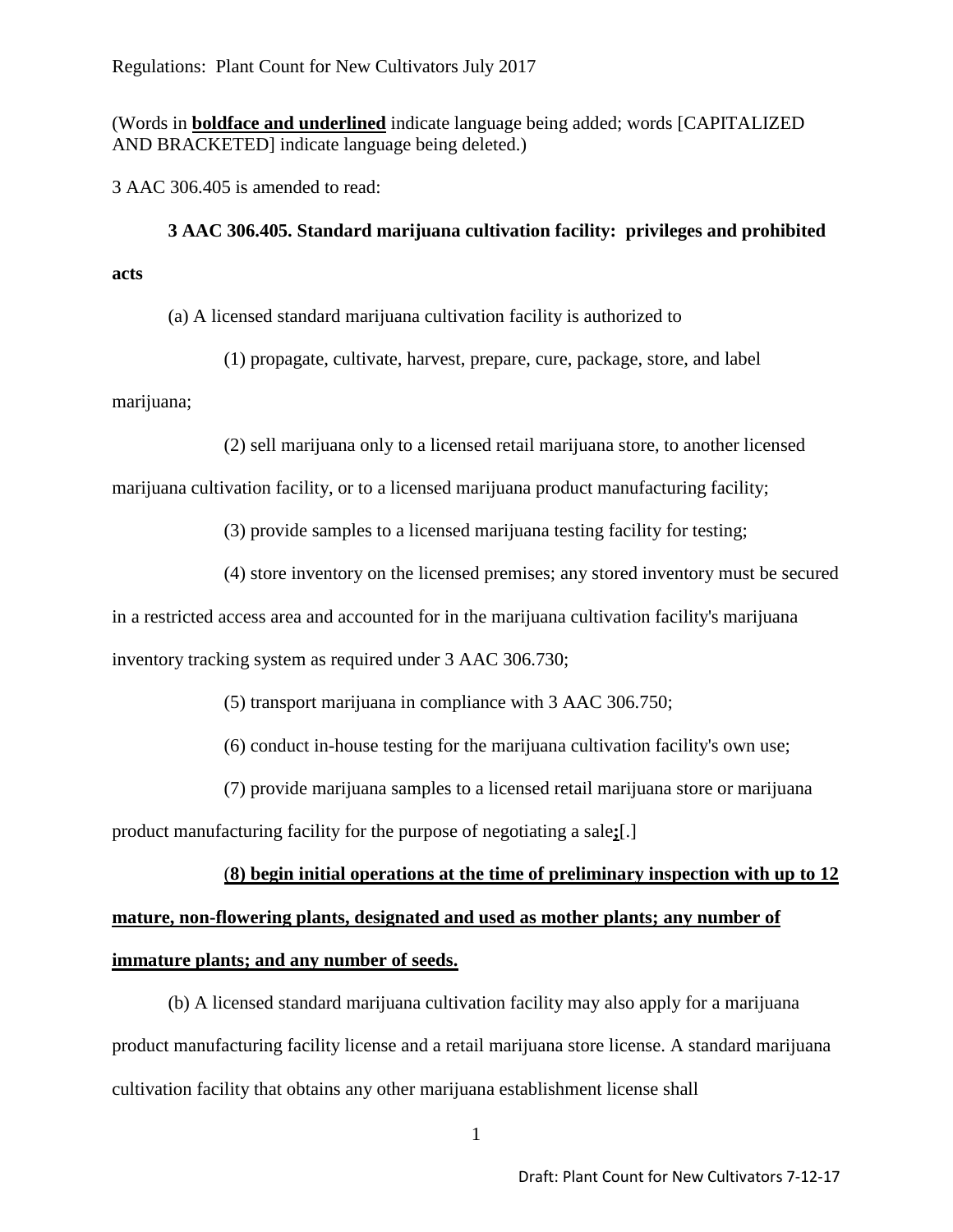Regulations: Plant Count for New Cultivators July 2017

(Words in **<u>boldface and underlined</u>** indicate language being added; words [CAPITALIZED AND BRACKETED] indicate language being deleted.)

3 AAC 306.405 is amended to read:

**3 AAC 306.405. Standard marijuana cultivation facility: privileges and prohibited acts**

(a) A licensed standard marijuana cultivation facility is authorized to

(1) propagate, cultivate, harvest, prepare, cure, package, store, and label marijuana;

(2) sell marijuana only to a licensed retail marijuana store, to another licensed marijuana cultivation facility, or to a licensed marijuana product manufacturing facility;

(3) provide samples to a licensed marijuana testing facility for testing;

(4) store inventory on the licensed premises; any stored inventory must be secured in a restricted access area and accounted for in the marijuana cultivation facility's marijuana inventory tracking system as required under 3 AAC 306.730;

(5) transport marijuana in compliance with 3 AAC 306.750;

(6) conduct in-house testing for the marijuana cultivation facility's own use;

(7) provide marijuana samples to a licensed retail marijuana store or marijuana product manufacturing facility for the purpose of negotiating a sale**<u>;</u>**[.]

(**<u>8) begin initial operations at the time of preliminary inspection with up to 12 mature, non-flowering plants, designated and used as mother plants; any number of immature plants; and any number of seeds.</u>**

(b) A licensed standard marijuana cultivation facility may also apply for a marijuana product manufacturing facility license and a retail marijuana store license. A standard marijuana cultivation facility that obtains any other marijuana establishment license shall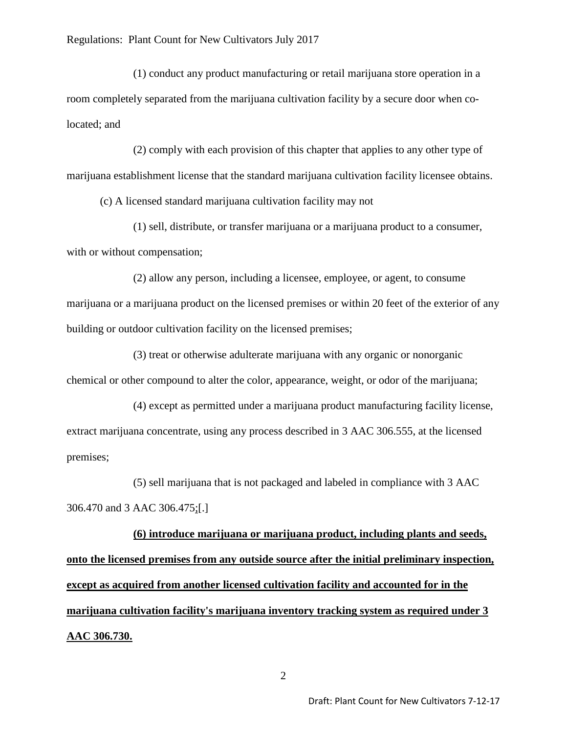(1) conduct any product manufacturing or retail marijuana store operation in a room completely separated from the marijuana cultivation facility by a secure door when co-located; and

(2) comply with each provision of this chapter that applies to any other type of marijuana establishment license that the standard marijuana cultivation facility licensee obtains.

(c) A licensed standard marijuana cultivation facility may not

(1) sell, distribute, or transfer marijuana or a marijuana product to a consumer, with or without compensation;

(2) allow any person, including a licensee, employee, or agent, to consume marijuana or a marijuana product on the licensed premises or within 20 feet of the exterior of any building or outdoor cultivation facility on the licensed premises;

(3) treat or otherwise adulterate marijuana with any organic or nonorganic chemical or other compound to alter the color, appearance, weight, or odor of the marijuana;

(4) except as permitted under a marijuana product manufacturing facility license, extract marijuana concentrate, using any process described in 3 AAC 306.555, at the licensed premises;

(5) sell marijuana that is not packaged and labeled in compliance with 3 AAC 306.470 and 3 AAC 306.475;[.]

**(6) introduce marijuana or marijuana product, including plants and seeds, onto the licensed premises from any outside source after the initial preliminary inspection, except as acquired from another licensed cultivation facility and accounted for in the marijuana cultivation facility's marijuana inventory tracking system as required under 3 AAC 306.730.**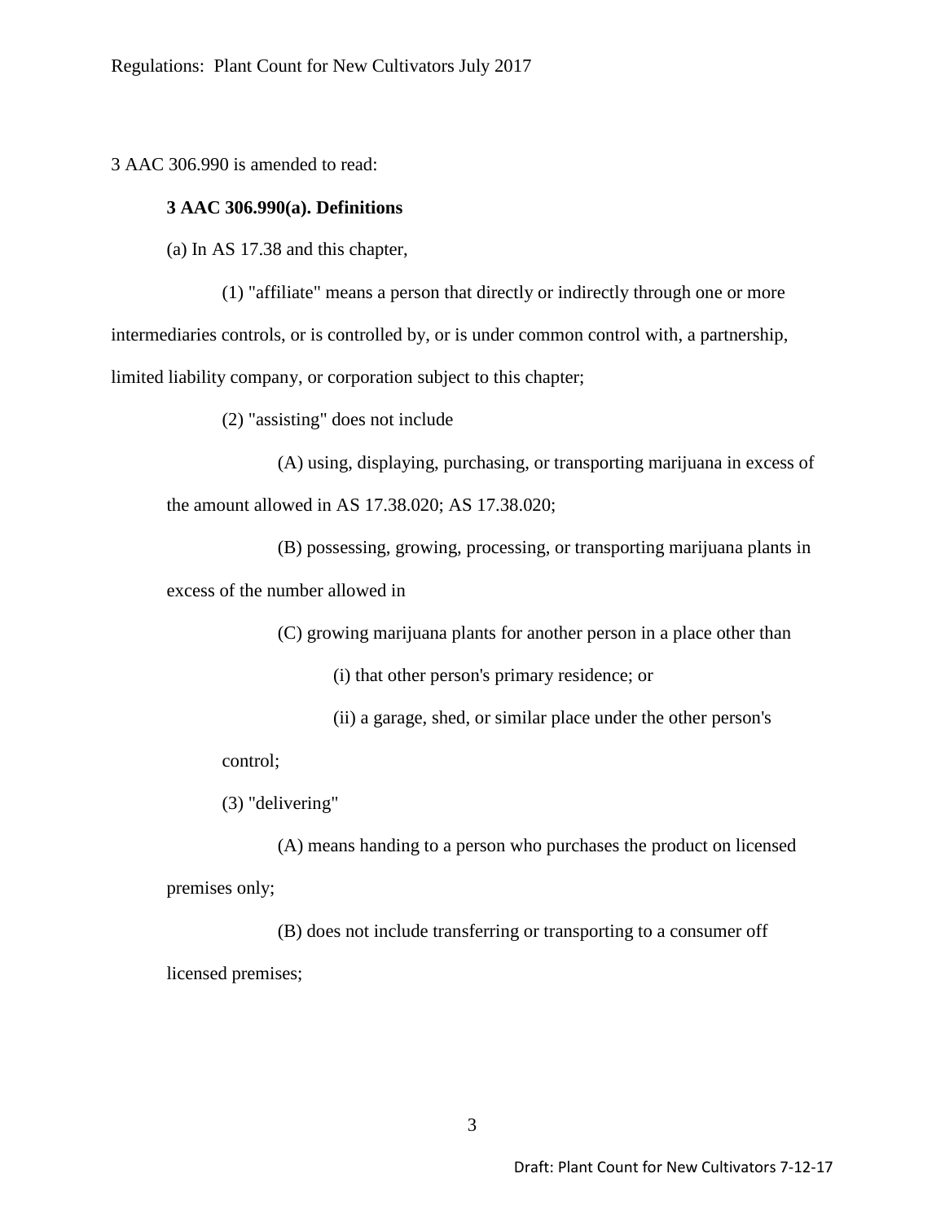3 AAC 306.990 is amended to read:

**3 AAC 306.990(a). Definitions**

(a) In AS 17.38 and this chapter,

(1) "affiliate" means a person that directly or indirectly through one or more intermediaries controls, or is controlled by, or is under common control with, a partnership, limited liability company, or corporation subject to this chapter;

(2) "assisting" does not include

(A) using, displaying, purchasing, or transporting marijuana in excess of the amount allowed in AS 17.38.020; AS 17.38.020;

(B) possessing, growing, processing, or transporting marijuana plants in excess of the number allowed in

(C) growing marijuana plants for another person in a place other than

(i) that other person's primary residence; or

(ii) a garage, shed, or similar place under the other person's control;

(3) "delivering"

(A) means handing to a person who purchases the product on licensed premises only;

(B) does not include transferring or transporting to a consumer off licensed premises;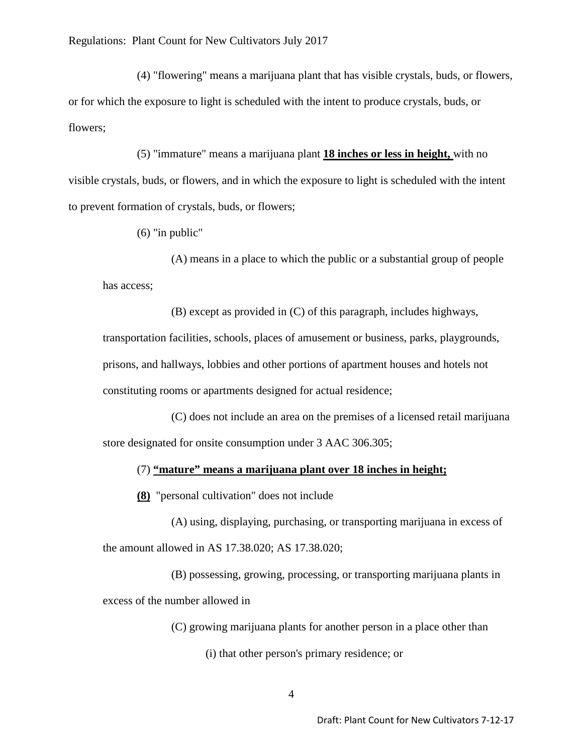(4) "flowering" means a marijuana plant that has visible crystals, buds, or flowers, or for which the exposure to light is scheduled with the intent to produce crystals, buds, or flowers;

(5) "immature" means a marijuana plant **<u>18 inches or less in height,</u>** with no visible crystals, buds, or flowers, and in which the exposure to light is scheduled with the intent to prevent formation of crystals, buds, or flowers;

(6) "in public"

(A) means in a place to which the public or a substantial group of people has access;

(B) except as provided in (C) of this paragraph, includes highways, transportation facilities, schools, places of amusement or business, parks, playgrounds, prisons, and hallways, lobbies and other portions of apartment houses and hotels not constituting rooms or apartments designed for actual residence;

(C) does not include an area on the premises of a licensed retail marijuana store designated for onsite consumption under 3 AAC 306.305;

(7) **<u>"mature" means a marijuana plant over 18 inches in height;</u>**

**<u>(8)</u>** "personal cultivation" does not include

(A) using, displaying, purchasing, or transporting marijuana in excess of the amount allowed in AS 17.38.020; AS 17.38.020;

(B) possessing, growing, processing, or transporting marijuana plants in excess of the number allowed in

(C) growing marijuana plants for another person in a place other than

(i) that other person's primary residence; or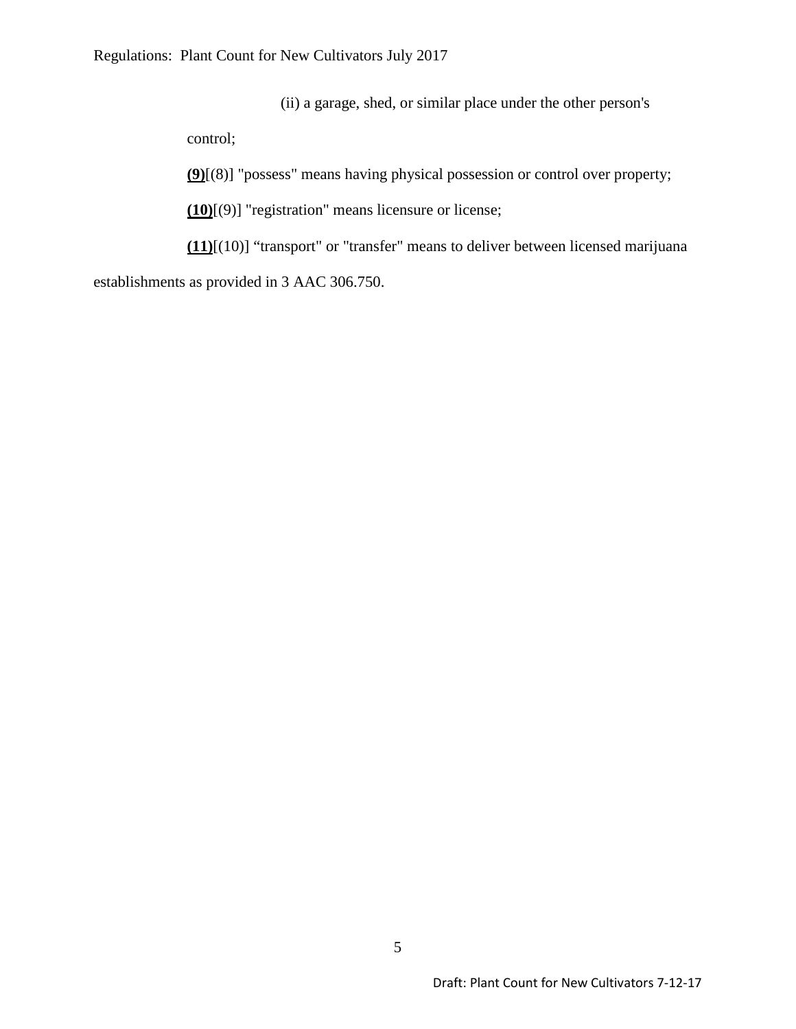(ii) a garage, shed, or similar place under the other person's control;

**(9)**[(8)] "possess" means having physical possession or control over property;

**(10)**[(9)] "registration" means licensure or license;

**(11)**[(10)] “transport" or "transfer" means to deliver between licensed marijuana establishments as provided in 3 AAC 306.750.